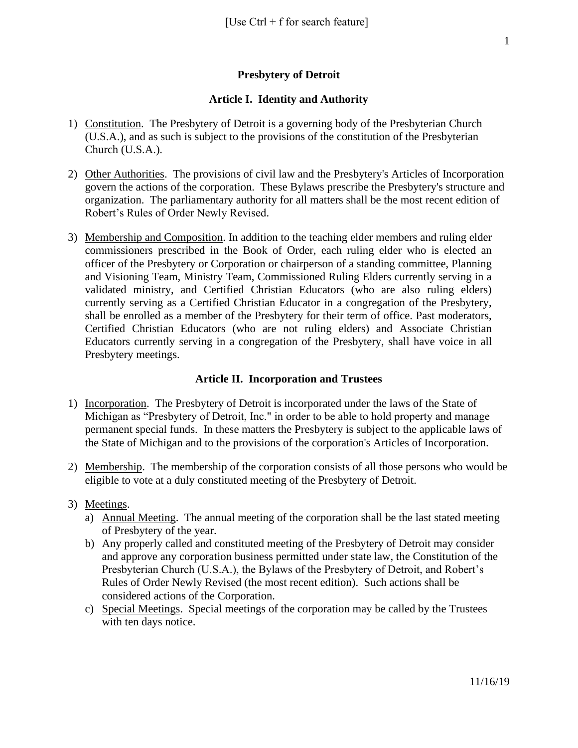[Use Ctrl + f for search feature]

# Presbytery of Detroit

## Article I. Identity and Authority

1) Constitution. The Presbytery of Detroit is a governing body of the Presbyterian Church (U.S.A.), and as such is subject to the provisions of the constitution of the Presbyterian Church (U.S.A.).

2) Other Authorities. The provisions of civil law and the Presbytery's Articles of Incorporation govern the actions of the corporation. These Bylaws prescribe the Presbytery's structure and organization. The parliamentary authority for all matters shall be the most recent edition of Robert's Rules of Order Newly Revised.

3) Membership and Composition. In addition to the teaching elder members and ruling elder commissioners prescribed in the Book of Order, each ruling elder who is elected an officer of the Presbytery or Corporation or chairperson of a standing committee, Planning and Visioning Team, Ministry Team, Commissioned Ruling Elders currently serving in a validated ministry, and Certified Christian Educators (who are also ruling elders) currently serving as a Certified Christian Educator in a congregation of the Presbytery, shall be enrolled as a member of the Presbytery for their term of office. Past moderators, Certified Christian Educators (who are not ruling elders) and Associate Christian Educators currently serving in a congregation of the Presbytery, shall have voice in all Presbytery meetings.

## Article II. Incorporation and Trustees

1) Incorporation. The Presbytery of Detroit is incorporated under the laws of the State of Michigan as "Presbytery of Detroit, Inc." in order to be able to hold property and manage permanent special funds. In these matters the Presbytery is subject to the applicable laws of the State of Michigan and to the provisions of the corporation's Articles of Incorporation.

2) Membership. The membership of the corporation consists of all those persons who would be eligible to vote at a duly constituted meeting of the Presbytery of Detroit.

3) Meetings.
   a) Annual Meeting. The annual meeting of the corporation shall be the last stated meeting of Presbytery of the year.
   b) Any properly called and constituted meeting of the Presbytery of Detroit may consider and approve any corporation business permitted under state law, the Constitution of the Presbyterian Church (U.S.A.), the Bylaws of the Presbytery of Detroit, and Robert's Rules of Order Newly Revised (the most recent edition). Such actions shall be considered actions of the Corporation.
   c) Special Meetings. Special meetings of the corporation may be called by the Trustees with ten days notice.

11/16/19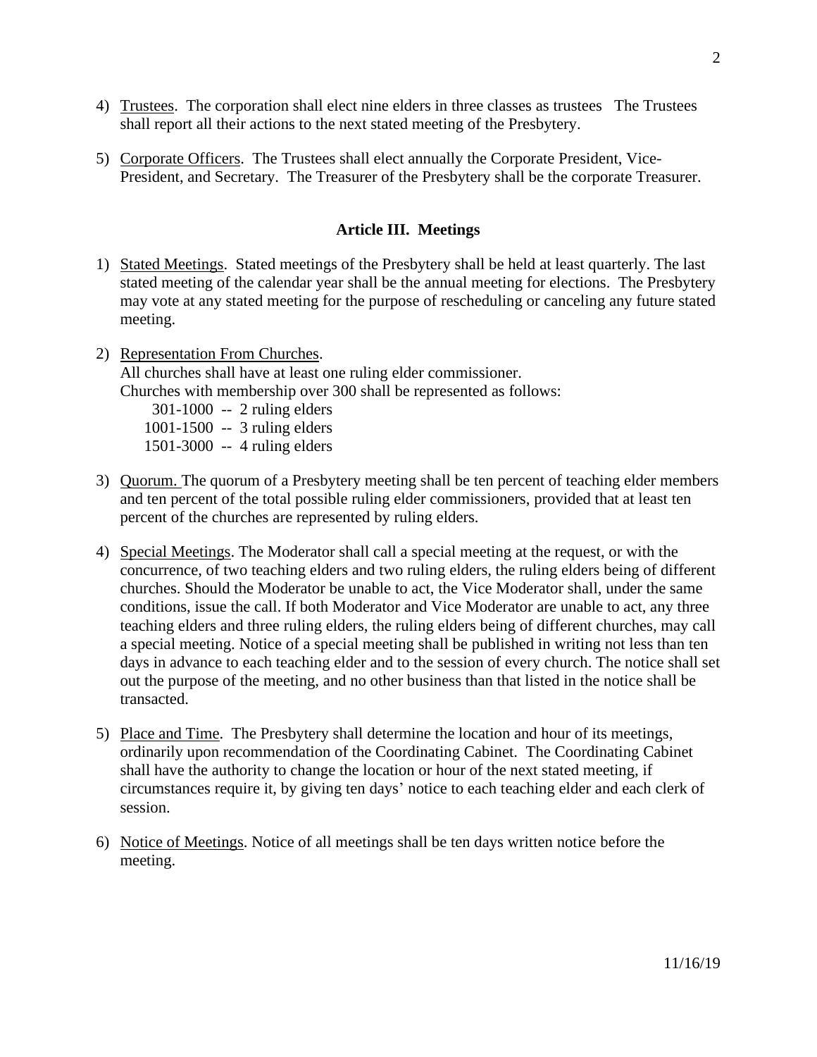4) Trustees. The corporation shall elect nine elders in three classes as trustees The Trustees shall report all their actions to the next stated meeting of the Presbytery.

5) Corporate Officers. The Trustees shall elect annually the Corporate President, Vice-President, and Secretary. The Treasurer of the Presbytery shall be the corporate Treasurer.

### Article III. Meetings

1) Stated Meetings. Stated meetings of the Presbytery shall be held at least quarterly. The last stated meeting of the calendar year shall be the annual meeting for elections. The Presbytery may vote at any stated meeting for the purpose of rescheduling or canceling any future stated meeting.

2) Representation From Churches.
   All churches shall have at least one ruling elder commissioner.
   Churches with membership over 300 shall be represented as follows:
   - 301-1000 -- 2 ruling elders
   - 1001-1500 -- 3 ruling elders
   - 1501-3000 -- 4 ruling elders

3) Quorum. The quorum of a Presbytery meeting shall be ten percent of teaching elder members and ten percent of the total possible ruling elder commissioners, provided that at least ten percent of the churches are represented by ruling elders.

4) Special Meetings. The Moderator shall call a special meeting at the request, or with the concurrence, of two teaching elders and two ruling elders, the ruling elders being of different churches. Should the Moderator be unable to act, the Vice Moderator shall, under the same conditions, issue the call. If both Moderator and Vice Moderator are unable to act, any three teaching elders and three ruling elders, the ruling elders being of different churches, may call a special meeting. Notice of a special meeting shall be published in writing not less than ten days in advance to each teaching elder and to the session of every church. The notice shall set out the purpose of the meeting, and no other business than that listed in the notice shall be transacted.

5) Place and Time. The Presbytery shall determine the location and hour of its meetings, ordinarily upon recommendation of the Coordinating Cabinet. The Coordinating Cabinet shall have the authority to change the location or hour of the next stated meeting, if circumstances require it, by giving ten days' notice to each teaching elder and each clerk of session.

6) Notice of Meetings. Notice of all meetings shall be ten days written notice before the meeting.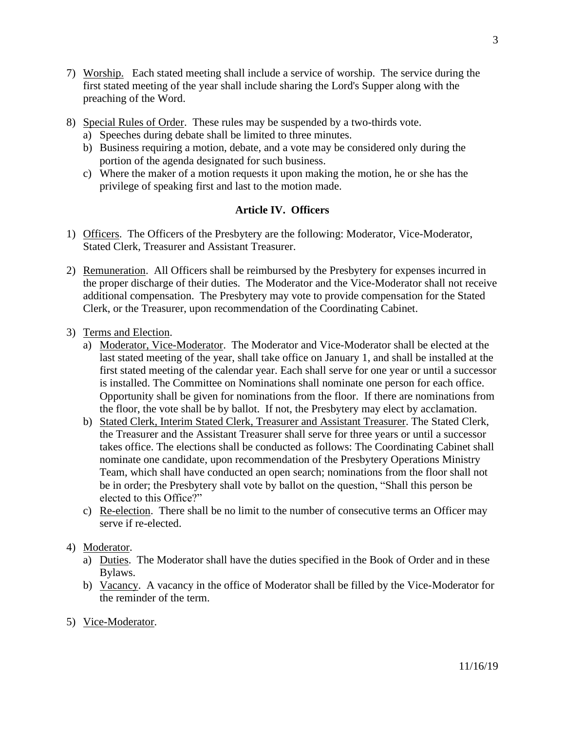7) Worship. Each stated meeting shall include a service of worship. The service during the first stated meeting of the year shall include sharing the Lord's Supper along with the preaching of the Word.

8) Special Rules of Order. These rules may be suspended by a two-thirds vote.
   a) Speeches during debate shall be limited to three minutes.
   b) Business requiring a motion, debate, and a vote may be considered only during the portion of the agenda designated for such business.
   c) Where the maker of a motion requests it upon making the motion, he or she has the privilege of speaking first and last to the motion made.

## Article IV. Officers

1) Officers. The Officers of the Presbytery are the following: Moderator, Vice-Moderator, Stated Clerk, Treasurer and Assistant Treasurer.

2) Remuneration. All Officers shall be reimbursed by the Presbytery for expenses incurred in the proper discharge of their duties. The Moderator and the Vice-Moderator shall not receive additional compensation. The Presbytery may vote to provide compensation for the Stated Clerk, or the Treasurer, upon recommendation of the Coordinating Cabinet.

3) Terms and Election.
   a) Moderator, Vice-Moderator. The Moderator and Vice-Moderator shall be elected at the last stated meeting of the year, shall take office on January 1, and shall be installed at the first stated meeting of the calendar year. Each shall serve for one year or until a successor is installed. The Committee on Nominations shall nominate one person for each office. Opportunity shall be given for nominations from the floor. If there are nominations from the floor, the vote shall be by ballot. If not, the Presbytery may elect by acclamation.
   b) Stated Clerk, Interim Stated Clerk, Treasurer and Assistant Treasurer. The Stated Clerk, the Treasurer and the Assistant Treasurer shall serve for three years or until a successor takes office. The elections shall be conducted as follows: The Coordinating Cabinet shall nominate one candidate, upon recommendation of the Presbytery Operations Ministry Team, which shall have conducted an open search; nominations from the floor shall not be in order; the Presbytery shall vote by ballot on the question, "Shall this person be elected to this Office?"
   c) Re-election. There shall be no limit to the number of consecutive terms an Officer may serve if re-elected.

4) Moderator.
   a) Duties. The Moderator shall have the duties specified in the Book of Order and in these Bylaws.
   b) Vacancy. A vacancy in the office of Moderator shall be filled by the Vice-Moderator for the reminder of the term.

5) Vice-Moderator.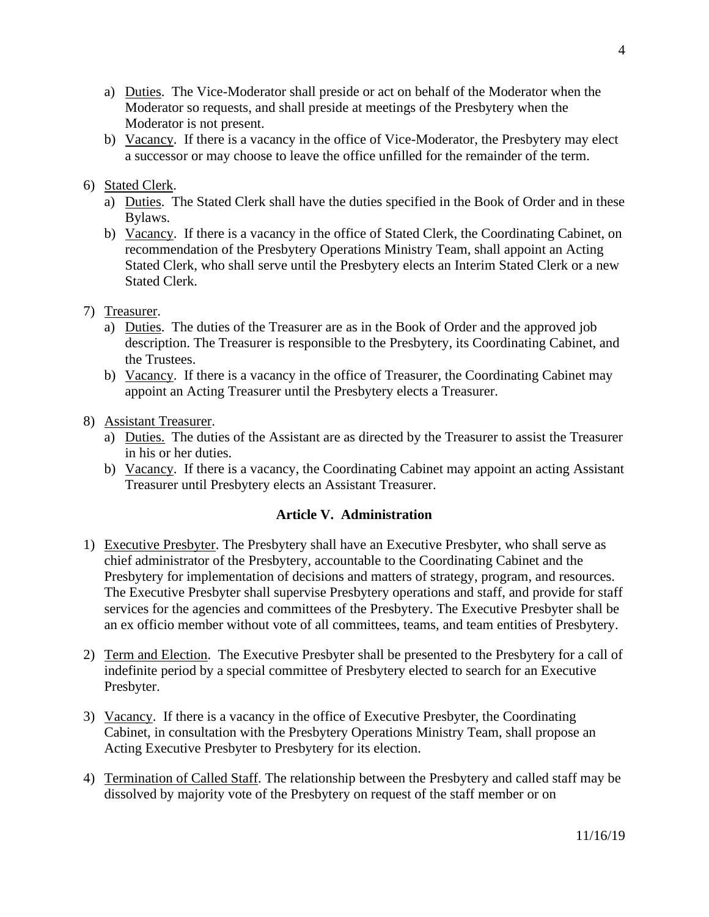a) Duties. The Vice-Moderator shall preside or act on behalf of the Moderator when the Moderator so requests, and shall preside at meetings of the Presbytery when the Moderator is not present.
b) Vacancy. If there is a vacancy in the office of Vice-Moderator, the Presbytery may elect a successor or may choose to leave the office unfilled for the remainder of the term.

6) Stated Clerk.
   a) Duties. The Stated Clerk shall have the duties specified in the Book of Order and in these Bylaws.
   b) Vacancy. If there is a vacancy in the office of Stated Clerk, the Coordinating Cabinet, on recommendation of the Presbytery Operations Ministry Team, shall appoint an Acting Stated Clerk, who shall serve until the Presbytery elects an Interim Stated Clerk or a new Stated Clerk.

7) Treasurer.
   a) Duties. The duties of the Treasurer are as in the Book of Order and the approved job description. The Treasurer is responsible to the Presbytery, its Coordinating Cabinet, and the Trustees.
   b) Vacancy. If there is a vacancy in the office of Treasurer, the Coordinating Cabinet may appoint an Acting Treasurer until the Presbytery elects a Treasurer.

8) Assistant Treasurer.
   a) Duties. The duties of the Assistant are as directed by the Treasurer to assist the Treasurer in his or her duties.
   b) Vacancy. If there is a vacancy, the Coordinating Cabinet may appoint an acting Assistant Treasurer until Presbytery elects an Assistant Treasurer.

## Article V. Administration

1) Executive Presbyter. The Presbytery shall have an Executive Presbyter, who shall serve as chief administrator of the Presbytery, accountable to the Coordinating Cabinet and the Presbytery for implementation of decisions and matters of strategy, program, and resources. The Executive Presbyter shall supervise Presbytery operations and staff, and provide for staff services for the agencies and committees of the Presbytery. The Executive Presbyter shall be an ex officio member without vote of all committees, teams, and team entities of Presbytery.

2) Term and Election. The Executive Presbyter shall be presented to the Presbytery for a call of indefinite period by a special committee of Presbytery elected to search for an Executive Presbyter.

3) Vacancy. If there is a vacancy in the office of Executive Presbyter, the Coordinating Cabinet, in consultation with the Presbytery Operations Ministry Team, shall propose an Acting Executive Presbyter to Presbytery for its election.

4) Termination of Called Staff. The relationship between the Presbytery and called staff may be dissolved by majority vote of the Presbytery on request of the staff member or on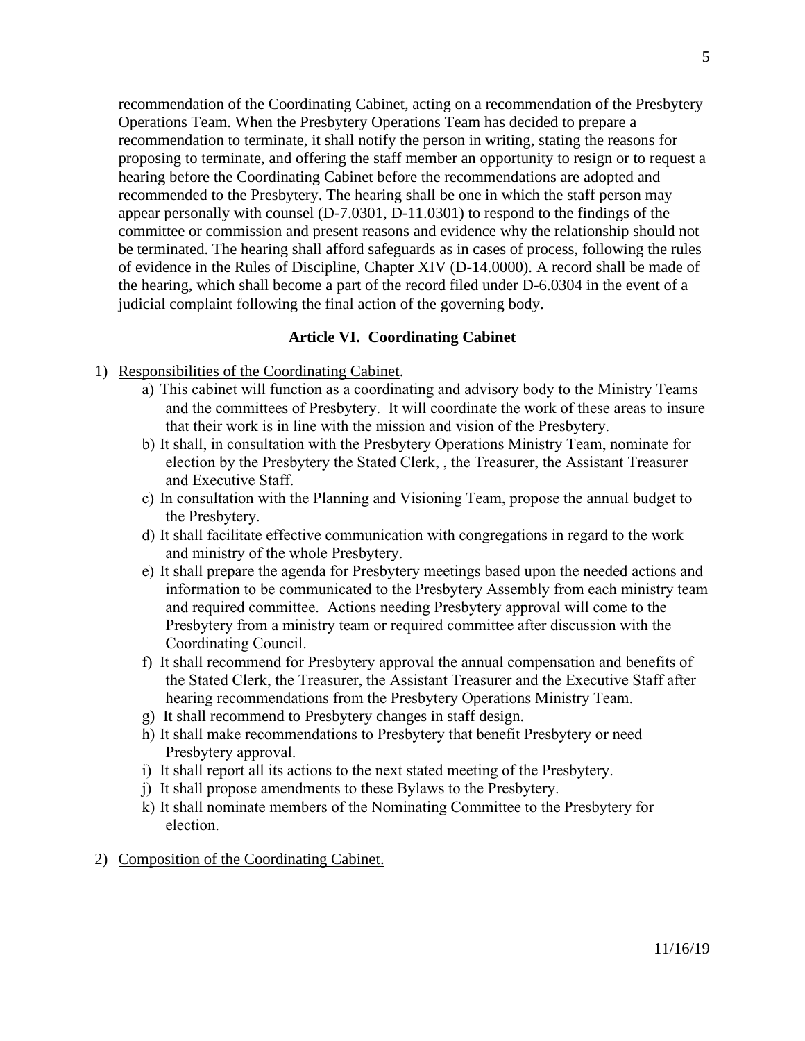recommendation of the Coordinating Cabinet, acting on a recommendation of the Presbytery Operations Team. When the Presbytery Operations Team has decided to prepare a recommendation to terminate, it shall notify the person in writing, stating the reasons for proposing to terminate, and offering the staff member an opportunity to resign or to request a hearing before the Coordinating Cabinet before the recommendations are adopted and recommended to the Presbytery. The hearing shall be one in which the staff person may appear personally with counsel (D-7.0301, D-11.0301) to respond to the findings of the committee or commission and present reasons and evidence why the relationship should not be terminated. The hearing shall afford safeguards as in cases of process, following the rules of evidence in the Rules of Discipline, Chapter XIV (D-14.0000). A record shall be made of the hearing, which shall become a part of the record filed under D-6.0304 in the event of a judicial complaint following the final action of the governing body.

### Article VI. Coordinating Cabinet

1) <u>Responsibilities of the Coordinating Cabinet</u>.
    a) This cabinet will function as a coordinating and advisory body to the Ministry Teams and the committees of Presbytery. It will coordinate the work of these areas to insure that their work is in line with the mission and vision of the Presbytery.
    b) It shall, in consultation with the Presbytery Operations Ministry Team, nominate for election by the Presbytery the Stated Clerk, , the Treasurer, the Assistant Treasurer and Executive Staff.
    c) In consultation with the Planning and Visioning Team, propose the annual budget to the Presbytery.
    d) It shall facilitate effective communication with congregations in regard to the work and ministry of the whole Presbytery.
    e) It shall prepare the agenda for Presbytery meetings based upon the needed actions and information to be communicated to the Presbytery Assembly from each ministry team and required committee. Actions needing Presbytery approval will come to the Presbytery from a ministry team or required committee after discussion with the Coordinating Council.
    f) It shall recommend for Presbytery approval the annual compensation and benefits of the Stated Clerk, the Treasurer, the Assistant Treasurer and the Executive Staff after hearing recommendations from the Presbytery Operations Ministry Team.
    g) It shall recommend to Presbytery changes in staff design.
    h) It shall make recommendations to Presbytery that benefit Presbytery or need Presbytery approval.
    i) It shall report all its actions to the next stated meeting of the Presbytery.
    j) It shall propose amendments to these Bylaws to the Presbytery.
    k) It shall nominate members of the Nominating Committee to the Presbytery for election.

2) <u>Composition of the Coordinating Cabinet.</u>

11/16/19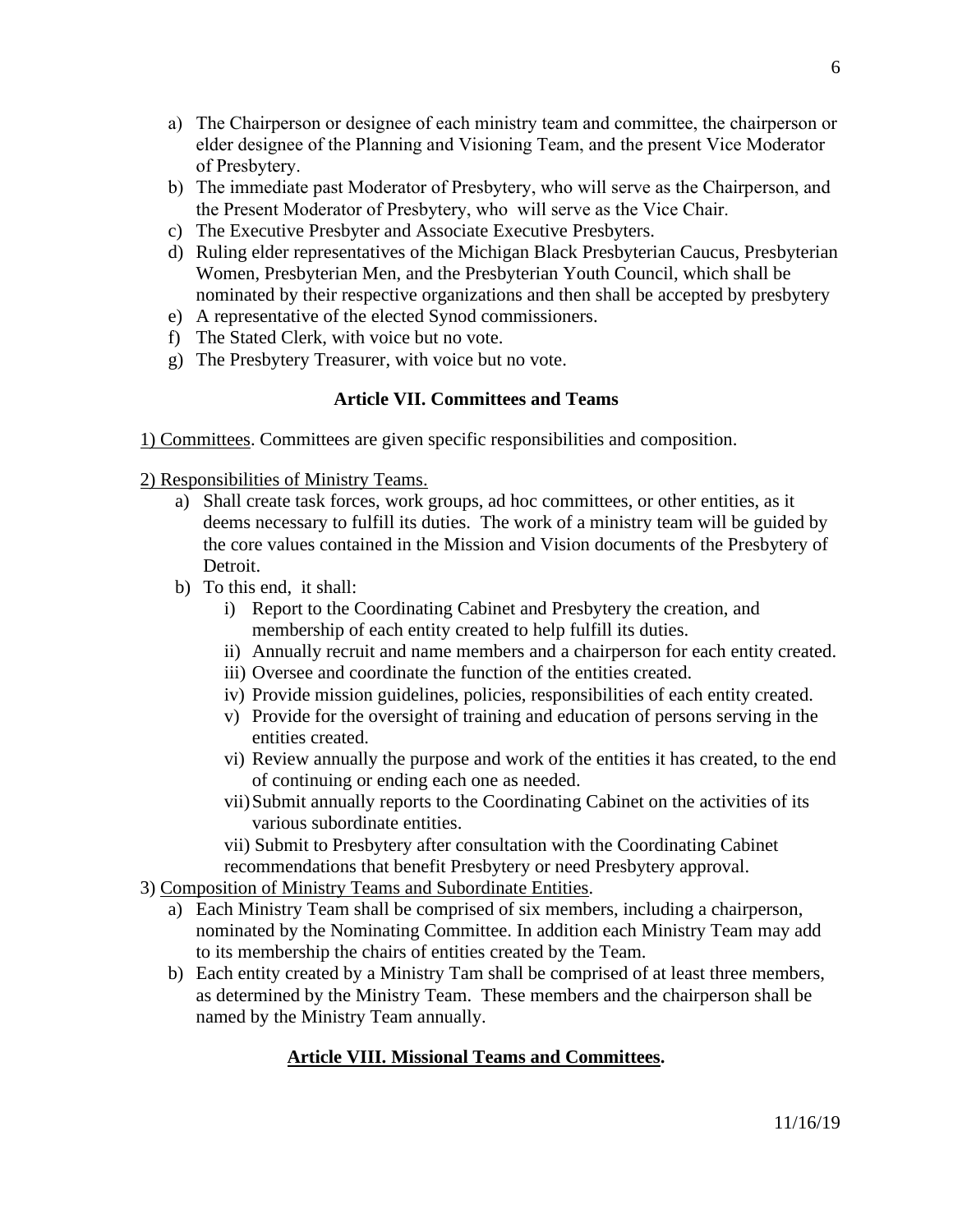a) The Chairperson or designee of each ministry team and committee, the chairperson or elder designee of the Planning and Visioning Team, and the present Vice Moderator of Presbytery.
b) The immediate past Moderator of Presbytery, who will serve as the Chairperson, and the Present Moderator of Presbytery, who will serve as the Vice Chair.
c) The Executive Presbyter and Associate Executive Presbyters.
d) Ruling elder representatives of the Michigan Black Presbyterian Caucus, Presbyterian Women, Presbyterian Men, and the Presbyterian Youth Council, which shall be nominated by their respective organizations and then shall be accepted by presbytery
e) A representative of the elected Synod commissioners.
f) The Stated Clerk, with voice but no vote.
g) The Presbytery Treasurer, with voice but no vote.

### Article VII. Committees and Teams

1) Committees. Committees are given specific responsibilities and composition.

2) Responsibilities of Ministry Teams.

- a) Shall create task forces, work groups, ad hoc committees, or other entities, as it deems necessary to fulfill its duties. The work of a ministry team will be guided by the core values contained in the Mission and Vision documents of the Presbytery of Detroit.
- b) To this end, it shall:
    - i) Report to the Coordinating Cabinet and Presbytery the creation, and membership of each entity created to help fulfill its duties.
    - ii) Annually recruit and name members and a chairperson for each entity created.
    - iii) Oversee and coordinate the function of the entities created.
    - iv) Provide mission guidelines, policies, responsibilities of each entity created.
    - v) Provide for the oversight of training and education of persons serving in the entities created.
    - vi) Review annually the purpose and work of the entities it has created, to the end of continuing or ending each one as needed.
    - vii) Submit annually reports to the Coordinating Cabinet on the activities of its various subordinate entities.
    - vii) Submit to Presbytery after consultation with the Coordinating Cabinet recommendations that benefit Presbytery or need Presbytery approval.

3) Composition of Ministry Teams and Subordinate Entities.

- a) Each Ministry Team shall be comprised of six members, including a chairperson, nominated by the Nominating Committee. In addition each Ministry Team may add to its membership the chairs of entities created by the Team.
- b) Each entity created by a Ministry Tam shall be comprised of at least three members, as determined by the Ministry Team. These members and the chairperson shall be named by the Ministry Team annually.

### Article VIII. Missional Teams and Committees.

11/16/19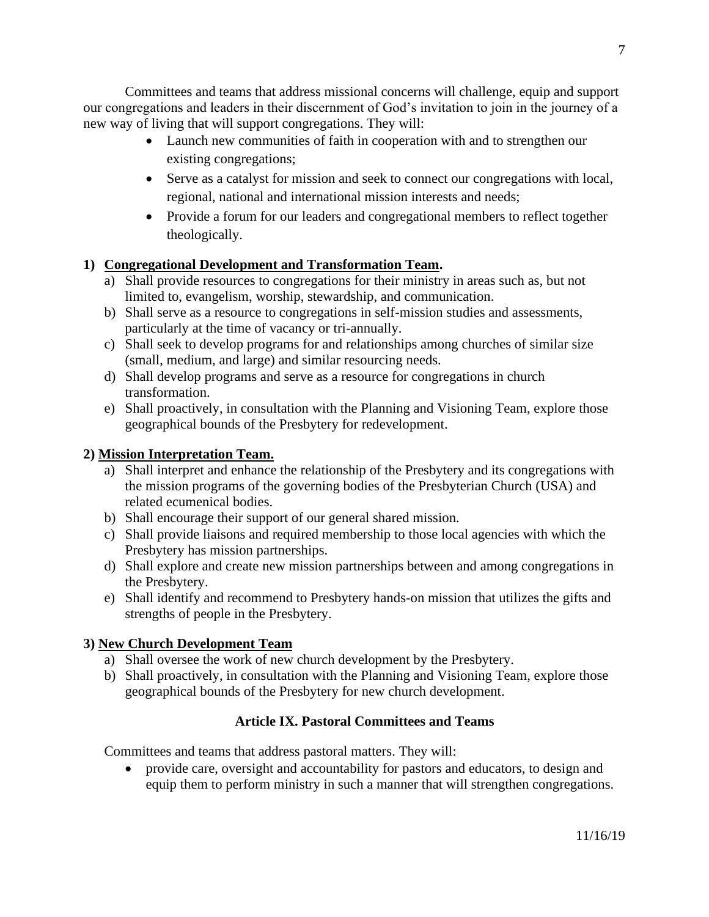Committees and teams that address missional concerns will challenge, equip and support our congregations and leaders in their discernment of God's invitation to join in the journey of a new way of living that will support congregations. They will:

- Launch new communities of faith in cooperation with and to strengthen our existing congregations;
- Serve as a catalyst for mission and seek to connect our congregations with local, regional, national and international mission interests and needs;
- Provide a forum for our leaders and congregational members to reflect together theologically.

**1) Congregational Development and Transformation Team.**

a) Shall provide resources to congregations for their ministry in areas such as, but not limited to, evangelism, worship, stewardship, and communication.
b) Shall serve as a resource to congregations in self-mission studies and assessments, particularly at the time of vacancy or tri-annually.
c) Shall seek to develop programs for and relationships among churches of similar size (small, medium, and large) and similar resourcing needs.
d) Shall develop programs and serve as a resource for congregations in church transformation.
e) Shall proactively, in consultation with the Planning and Visioning Team, explore those geographical bounds of the Presbytery for redevelopment.

**2) Mission Interpretation Team.**

a) Shall interpret and enhance the relationship of the Presbytery and its congregations with the mission programs of the governing bodies of the Presbyterian Church (USA) and related ecumenical bodies.
b) Shall encourage their support of our general shared mission.
c) Shall provide liaisons and required membership to those local agencies with which the Presbytery has mission partnerships.
d) Shall explore and create new mission partnerships between and among congregations in the Presbytery.
e) Shall identify and recommend to Presbytery hands-on mission that utilizes the gifts and strengths of people in the Presbytery.

**3) New Church Development Team**

a) Shall oversee the work of new church development by the Presbytery.
b) Shall proactively, in consultation with the Planning and Visioning Team, explore those geographical bounds of the Presbytery for new church development.

### Article IX. Pastoral Committees and Teams

Committees and teams that address pastoral matters. They will:

- provide care, oversight and accountability for pastors and educators, to design and equip them to perform ministry in such a manner that will strengthen congregations.

11/16/19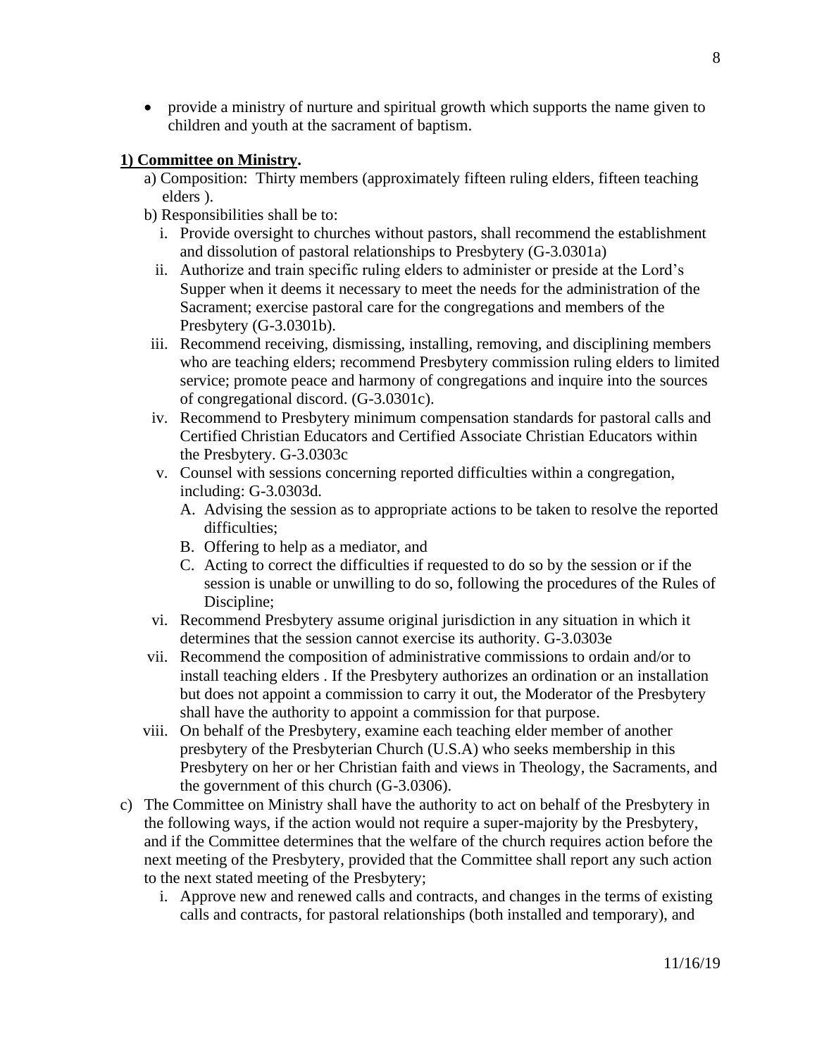- provide a ministry of nurture and spiritual growth which supports the name given to children and youth at the sacrament of baptism.

**<u>1) Committee on Ministry</u>.**

a) Composition: Thirty members (approximately fifteen ruling elders, fifteen teaching elders ).

b) Responsibilities shall be to:

   i. Provide oversight to churches without pastors, shall recommend the establishment and dissolution of pastoral relationships to Presbytery (G-3.0301a)

   ii. Authorize and train specific ruling elders to administer or preside at the Lord's Supper when it deems it necessary to meet the needs for the administration of the Sacrament; exercise pastoral care for the congregations and members of the Presbytery (G-3.0301b).

   iii. Recommend receiving, dismissing, installing, removing, and disciplining members who are teaching elders; recommend Presbytery commission ruling elders to limited service; promote peace and harmony of congregations and inquire into the sources of congregational discord. (G-3.0301c).

   iv. Recommend to Presbytery minimum compensation standards for pastoral calls and Certified Christian Educators and Certified Associate Christian Educators within the Presbytery. G-3.0303c

   v. Counsel with sessions concerning reported difficulties within a congregation, including: G-3.0303d.

      A. Advising the session as to appropriate actions to be taken to resolve the reported difficulties;

      B. Offering to help as a mediator, and

      C. Acting to correct the difficulties if requested to do so by the session or if the session is unable or unwilling to do so, following the procedures of the Rules of Discipline;

   vi. Recommend Presbytery assume original jurisdiction in any situation in which it determines that the session cannot exercise its authority. G-3.0303e

   vii. Recommend the composition of administrative commissions to ordain and/or to install teaching elders . If the Presbytery authorizes an ordination or an installation but does not appoint a commission to carry it out, the Moderator of the Presbytery shall have the authority to appoint a commission for that purpose.

   viii. On behalf of the Presbytery, examine each teaching elder member of another presbytery of the Presbyterian Church (U.S.A) who seeks membership in this Presbytery on her or her Christian faith and views in Theology, the Sacraments, and the government of this church (G-3.0306).

c) The Committee on Ministry shall have the authority to act on behalf of the Presbytery in the following ways, if the action would not require a super-majority by the Presbytery, and if the Committee determines that the welfare of the church requires action before the next meeting of the Presbytery, provided that the Committee shall report any such action to the next stated meeting of the Presbytery;

   i. Approve new and renewed calls and contracts, and changes in the terms of existing calls and contracts, for pastoral relationships (both installed and temporary), and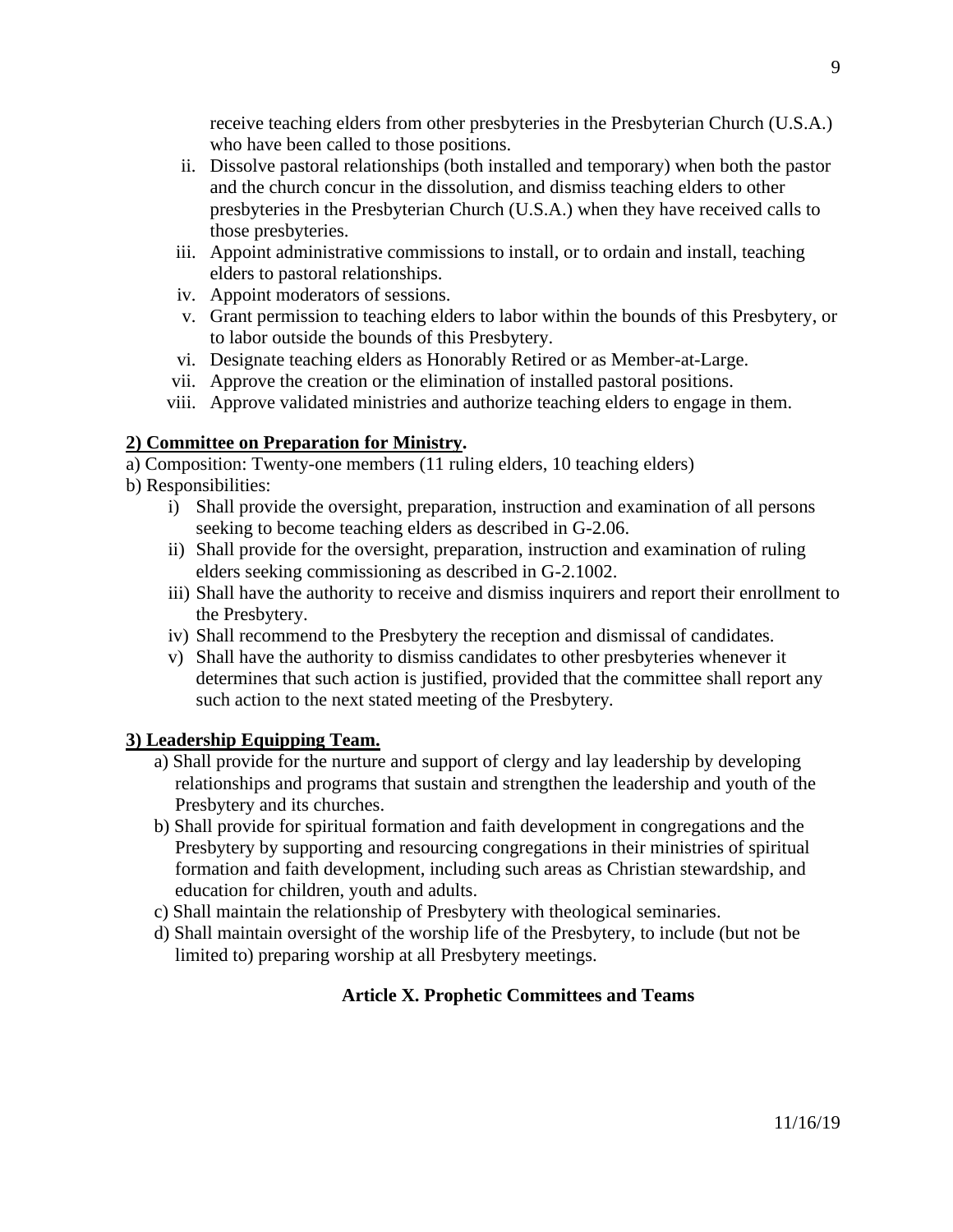receive teaching elders from other presbyteries in the Presbyterian Church (U.S.A.) who have been called to those positions.

ii. Dissolve pastoral relationships (both installed and temporary) when both the pastor and the church concur in the dissolution, and dismiss teaching elders to other presbyteries in the Presbyterian Church (U.S.A.) when they have received calls to those presbyteries.

iii. Appoint administrative commissions to install, or to ordain and install, teaching elders to pastoral relationships.

iv. Appoint moderators of sessions.

v. Grant permission to teaching elders to labor within the bounds of this Presbytery, or to labor outside the bounds of this Presbytery.

vi. Designate teaching elders as Honorably Retired or as Member-at-Large.

vii. Approve the creation or the elimination of installed pastoral positions.

viii. Approve validated ministries and authorize teaching elders to engage in them.

**2) Committee on Preparation for Ministry.**

a) Composition: Twenty-one members (11 ruling elders, 10 teaching elders)

b) Responsibilities:

i) Shall provide the oversight, preparation, instruction and examination of all persons seeking to become teaching elders as described in G-2.06.

ii) Shall provide for the oversight, preparation, instruction and examination of ruling elders seeking commissioning as described in G-2.1002.

iii) Shall have the authority to receive and dismiss inquirers and report their enrollment to the Presbytery.

iv) Shall recommend to the Presbytery the reception and dismissal of candidates.

v) Shall have the authority to dismiss candidates to other presbyteries whenever it determines that such action is justified, provided that the committee shall report any such action to the next stated meeting of the Presbytery.

**3) Leadership Equipping Team.**

a) Shall provide for the nurture and support of clergy and lay leadership by developing relationships and programs that sustain and strengthen the leadership and youth of the Presbytery and its churches.

b) Shall provide for spiritual formation and faith development in congregations and the Presbytery by supporting and resourcing congregations in their ministries of spiritual formation and faith development, including such areas as Christian stewardship, and education for children, youth and adults.

c) Shall maintain the relationship of Presbytery with theological seminaries.

d) Shall maintain oversight of the worship life of the Presbytery, to include (but not be limited to) preparing worship at all Presbytery meetings.

## Article X. Prophetic Committees and Teams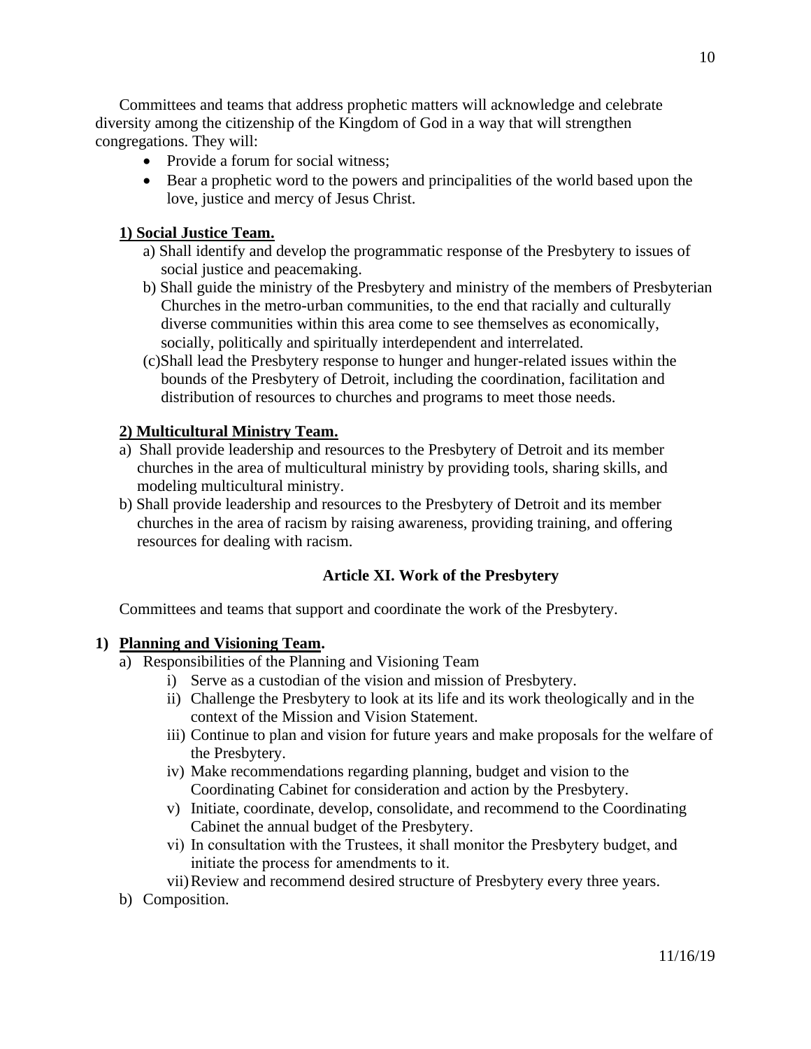Committees and teams that address prophetic matters will acknowledge and celebrate diversity among the citizenship of the Kingdom of God in a way that will strengthen congregations. They will:

- Provide a forum for social witness;
- Bear a prophetic word to the powers and principalities of the world based upon the love, justice and mercy of Jesus Christ.

**1) Social Justice Team.**

a) Shall identify and develop the programmatic response of the Presbytery to issues of social justice and peacemaking.

b) Shall guide the ministry of the Presbytery and ministry of the members of Presbyterian Churches in the metro-urban communities, to the end that racially and culturally diverse communities within this area come to see themselves as economically, socially, politically and spiritually interdependent and interrelated.

(c)Shall lead the Presbytery response to hunger and hunger-related issues within the bounds of the Presbytery of Detroit, including the coordination, facilitation and distribution of resources to churches and programs to meet those needs.

**2) Multicultural Ministry Team.**

a) Shall provide leadership and resources to the Presbytery of Detroit and its member churches in the area of multicultural ministry by providing tools, sharing skills, and modeling multicultural ministry.

b) Shall provide leadership and resources to the Presbytery of Detroit and its member churches in the area of racism by raising awareness, providing training, and offering resources for dealing with racism.

## Article XI. Work of the Presbytery

Committees and teams that support and coordinate the work of the Presbytery.

**1) Planning and Visioning Team.**

a) Responsibilities of the Planning and Visioning Team

i) Serve as a custodian of the vision and mission of Presbytery.

ii) Challenge the Presbytery to look at its life and its work theologically and in the context of the Mission and Vision Statement.

iii) Continue to plan and vision for future years and make proposals for the welfare of the Presbytery.

iv) Make recommendations regarding planning, budget and vision to the Coordinating Cabinet for consideration and action by the Presbytery.

v) Initiate, coordinate, develop, consolidate, and recommend to the Coordinating Cabinet the annual budget of the Presbytery.

vi) In consultation with the Trustees, it shall monitor the Presbytery budget, and initiate the process for amendments to it.

vii) Review and recommend desired structure of Presbytery every three years.

b) Composition.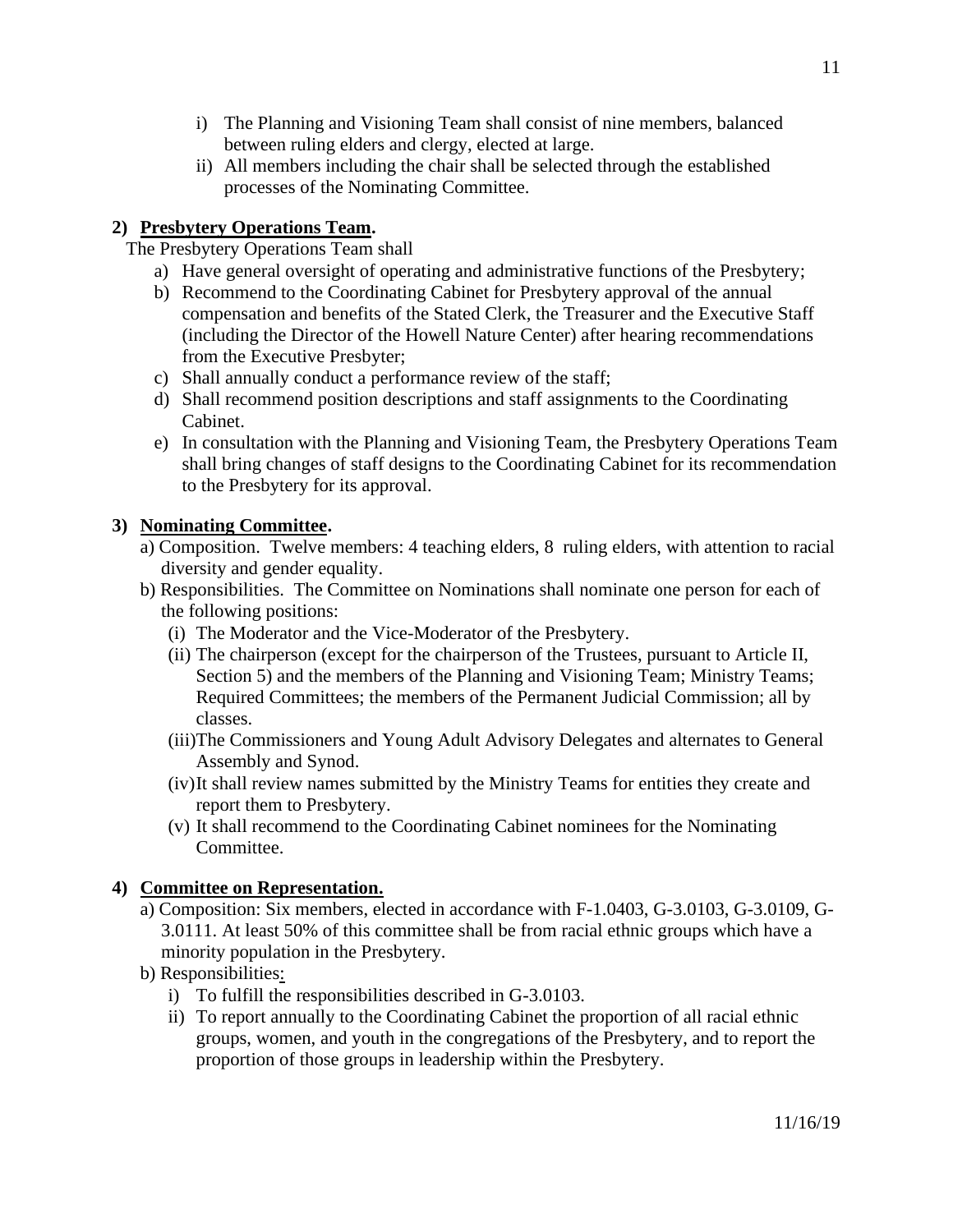i) The Planning and Visioning Team shall consist of nine members, balanced between ruling elders and clergy, elected at large.

ii) All members including the chair shall be selected through the established processes of the Nominating Committee.

**2) <u>Presbytery Operations Team</u>.**

The Presbytery Operations Team shall

a) Have general oversight of operating and administrative functions of the Presbytery;

b) Recommend to the Coordinating Cabinet for Presbytery approval of the annual compensation and benefits of the Stated Clerk, the Treasurer and the Executive Staff (including the Director of the Howell Nature Center) after hearing recommendations from the Executive Presbyter;

c) Shall annually conduct a performance review of the staff;

d) Shall recommend position descriptions and staff assignments to the Coordinating Cabinet.

e) In consultation with the Planning and Visioning Team, the Presbytery Operations Team shall bring changes of staff designs to the Coordinating Cabinet for its recommendation to the Presbytery for its approval.

**3) <u>Nominating Committee</u>.**

a) Composition. Twelve members: 4 teaching elders, 8 ruling elders, with attention to racial diversity and gender equality.

b) Responsibilities. The Committee on Nominations shall nominate one person for each of the following positions:

(i) The Moderator and the Vice-Moderator of the Presbytery.

(ii) The chairperson (except for the chairperson of the Trustees, pursuant to Article II, Section 5) and the members of the Planning and Visioning Team; Ministry Teams; Required Committees; the members of the Permanent Judicial Commission; all by classes.

(iii) The Commissioners and Young Adult Advisory Delegates and alternates to General Assembly and Synod.

(iv) It shall review names submitted by the Ministry Teams for entities they create and report them to Presbytery.

(v) It shall recommend to the Coordinating Cabinet nominees for the Nominating Committee.

**4) <u>Committee on Representation.</u>**

a) Composition: Six members, elected in accordance with F-1.0403, G-3.0103, G-3.0109, G-3.0111. At least 50% of this committee shall be from racial ethnic groups which have a minority population in the Presbytery.

b) Responsibilities:

i) To fulfill the responsibilities described in G-3.0103.

ii) To report annually to the Coordinating Cabinet the proportion of all racial ethnic groups, women, and youth in the congregations of the Presbytery, and to report the proportion of those groups in leadership within the Presbytery.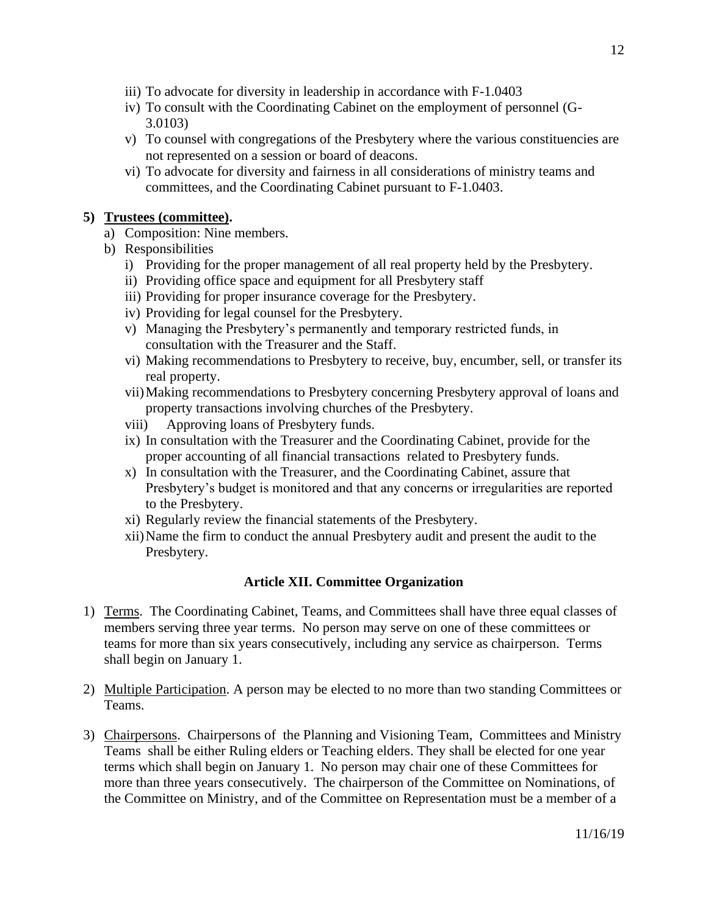iii) To advocate for diversity in leadership in accordance with F-1.0403
iv) To consult with the Coordinating Cabinet on the employment of personnel (G-3.0103)
v) To counsel with congregations of the Presbytery where the various constituencies are not represented on a session or board of deacons.
vi) To advocate for diversity and fairness in all considerations of ministry teams and committees, and the Coordinating Cabinet pursuant to F-1.0403.

**5) <u>Trustees (committee)</u>.**

a) Composition: Nine members.
b) Responsibilities
   i) Providing for the proper management of all real property held by the Presbytery.
   ii) Providing office space and equipment for all Presbytery staff
   iii) Providing for proper insurance coverage for the Presbytery.
   iv) Providing for legal counsel for the Presbytery.
   v) Managing the Presbytery's permanently and temporary restricted funds, in consultation with the Treasurer and the Staff.
   vi) Making recommendations to Presbytery to receive, buy, encumber, sell, or transfer its real property.
   vii) Making recommendations to Presbytery concerning Presbytery approval of loans and property transactions involving churches of the Presbytery.
   viii) Approving loans of Presbytery funds.
   ix) In consultation with the Treasurer and the Coordinating Cabinet, provide for the proper accounting of all financial transactions related to Presbytery funds.
   x) In consultation with the Treasurer, and the Coordinating Cabinet, assure that Presbytery's budget is monitored and that any concerns or irregularities are reported to the Presbytery.
   xi) Regularly review the financial statements of the Presbytery.
   xii) Name the firm to conduct the annual Presbytery audit and present the audit to the Presbytery.

## Article XII. Committee Organization

1) <u>Terms</u>. The Coordinating Cabinet, Teams, and Committees shall have three equal classes of members serving three year terms. No person may serve on one of these committees or teams for more than six years consecutively, including any service as chairperson. Terms shall begin on January 1.

2) <u>Multiple Participation</u>. A person may be elected to no more than two standing Committees or Teams.

3) <u>Chairpersons</u>. Chairpersons of the Planning and Visioning Team, Committees and Ministry Teams shall be either Ruling elders or Teaching elders. They shall be elected for one year terms which shall begin on January 1. No person may chair one of these Committees for more than three years consecutively. The chairperson of the Committee on Nominations, of the Committee on Ministry, and of the Committee on Representation must be a member of a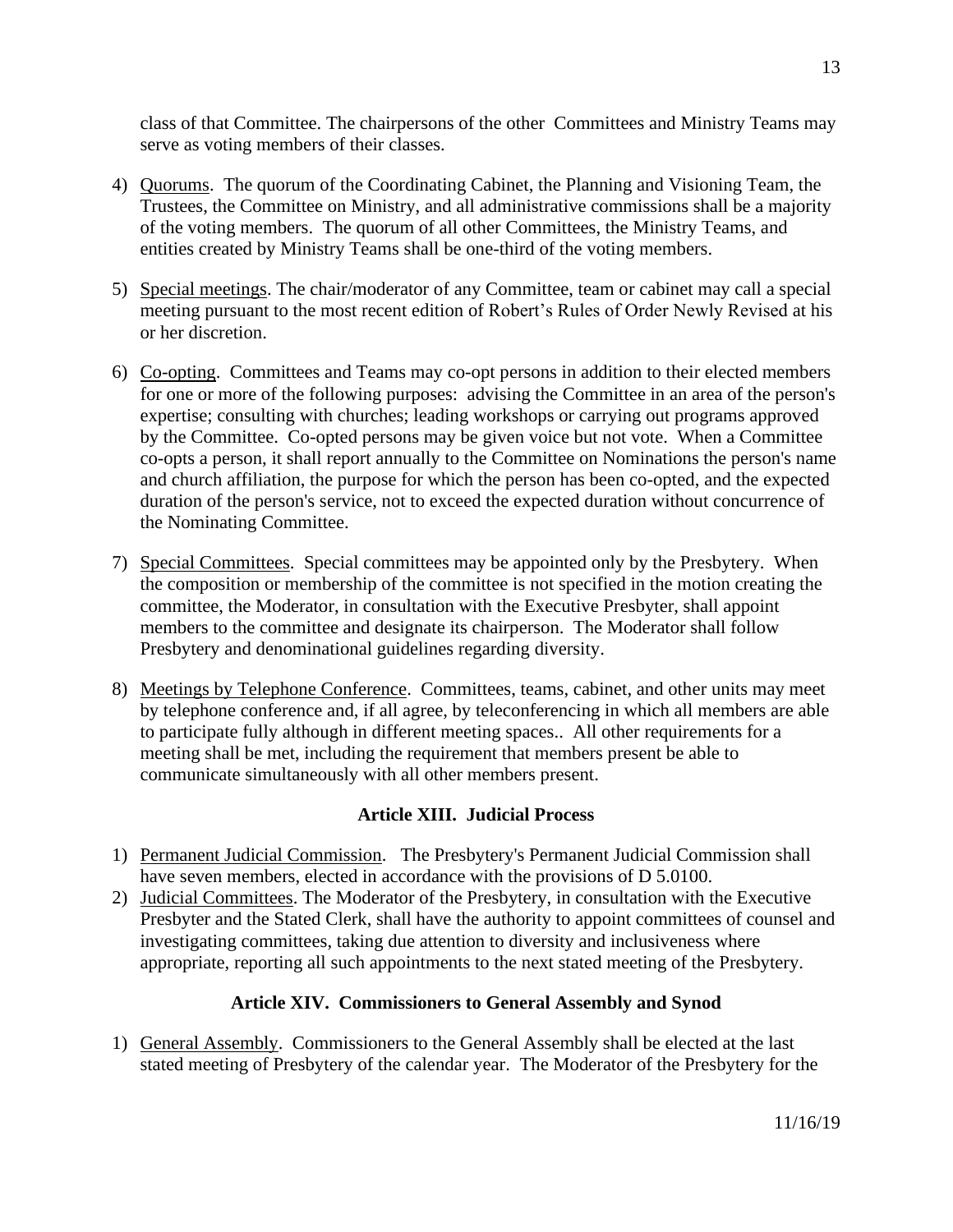class of that Committee. The chairpersons of the other Committees and Ministry Teams may serve as voting members of their classes.

4) Quorums. The quorum of the Coordinating Cabinet, the Planning and Visioning Team, the Trustees, the Committee on Ministry, and all administrative commissions shall be a majority of the voting members. The quorum of all other Committees, the Ministry Teams, and entities created by Ministry Teams shall be one-third of the voting members.

5) Special meetings. The chair/moderator of any Committee, team or cabinet may call a special meeting pursuant to the most recent edition of Robert's Rules of Order Newly Revised at his or her discretion.

6) Co-opting. Committees and Teams may co-opt persons in addition to their elected members for one or more of the following purposes: advising the Committee in an area of the person's expertise; consulting with churches; leading workshops or carrying out programs approved by the Committee. Co-opted persons may be given voice but not vote. When a Committee co-opts a person, it shall report annually to the Committee on Nominations the person's name and church affiliation, the purpose for which the person has been co-opted, and the expected duration of the person's service, not to exceed the expected duration without concurrence of the Nominating Committee.

7) Special Committees. Special committees may be appointed only by the Presbytery. When the composition or membership of the committee is not specified in the motion creating the committee, the Moderator, in consultation with the Executive Presbyter, shall appoint members to the committee and designate its chairperson. The Moderator shall follow Presbytery and denominational guidelines regarding diversity.

8) Meetings by Telephone Conference. Committees, teams, cabinet, and other units may meet by telephone conference and, if all agree, by teleconferencing in which all members are able to participate fully although in different meeting spaces.. All other requirements for a meeting shall be met, including the requirement that members present be able to communicate simultaneously with all other members present.

### Article XIII. Judicial Process

1) Permanent Judicial Commission. The Presbytery's Permanent Judicial Commission shall have seven members, elected in accordance with the provisions of D 5.0100.
2) Judicial Committees. The Moderator of the Presbytery, in consultation with the Executive Presbyter and the Stated Clerk, shall have the authority to appoint committees of counsel and investigating committees, taking due attention to diversity and inclusiveness where appropriate, reporting all such appointments to the next stated meeting of the Presbytery.

### Article XIV. Commissioners to General Assembly and Synod

1) General Assembly. Commissioners to the General Assembly shall be elected at the last stated meeting of Presbytery of the calendar year. The Moderator of the Presbytery for the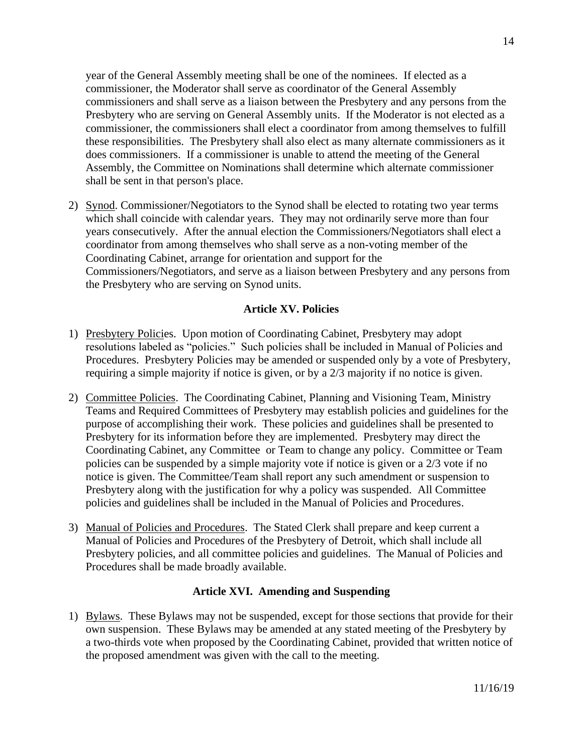year of the General Assembly meeting shall be one of the nominees. If elected as a commissioner, the Moderator shall serve as coordinator of the General Assembly commissioners and shall serve as a liaison between the Presbytery and any persons from the Presbytery who are serving on General Assembly units. If the Moderator is not elected as a commissioner, the commissioners shall elect a coordinator from among themselves to fulfill these responsibilities. The Presbytery shall also elect as many alternate commissioners as it does commissioners. If a commissioner is unable to attend the meeting of the General Assembly, the Committee on Nominations shall determine which alternate commissioner shall be sent in that person's place.

2) Synod. Commissioner/Negotiators to the Synod shall be elected to rotating two year terms which shall coincide with calendar years. They may not ordinarily serve more than four years consecutively. After the annual election the Commissioners/Negotiators shall elect a coordinator from among themselves who shall serve as a non-voting member of the Coordinating Cabinet, arrange for orientation and support for the Commissioners/Negotiators, and serve as a liaison between Presbytery and any persons from the Presbytery who are serving on Synod units.

## Article XV. Policies

1) Presbytery Policies. Upon motion of Coordinating Cabinet, Presbytery may adopt resolutions labeled as "policies." Such policies shall be included in Manual of Policies and Procedures. Presbytery Policies may be amended or suspended only by a vote of Presbytery, requiring a simple majority if notice is given, or by a 2/3 majority if no notice is given.

2) Committee Policies. The Coordinating Cabinet, Planning and Visioning Team, Ministry Teams and Required Committees of Presbytery may establish policies and guidelines for the purpose of accomplishing their work. These policies and guidelines shall be presented to Presbytery for its information before they are implemented. Presbytery may direct the Coordinating Cabinet, any Committee or Team to change any policy. Committee or Team policies can be suspended by a simple majority vote if notice is given or a 2/3 vote if no notice is given. The Committee/Team shall report any such amendment or suspension to Presbytery along with the justification for why a policy was suspended. All Committee policies and guidelines shall be included in the Manual of Policies and Procedures.

3) Manual of Policies and Procedures. The Stated Clerk shall prepare and keep current a Manual of Policies and Procedures of the Presbytery of Detroit, which shall include all Presbytery policies, and all committee policies and guidelines. The Manual of Policies and Procedures shall be made broadly available.

## Article XVI. Amending and Suspending

1) Bylaws. These Bylaws may not be suspended, except for those sections that provide for their own suspension. These Bylaws may be amended at any stated meeting of the Presbytery by a two-thirds vote when proposed by the Coordinating Cabinet, provided that written notice of the proposed amendment was given with the call to the meeting.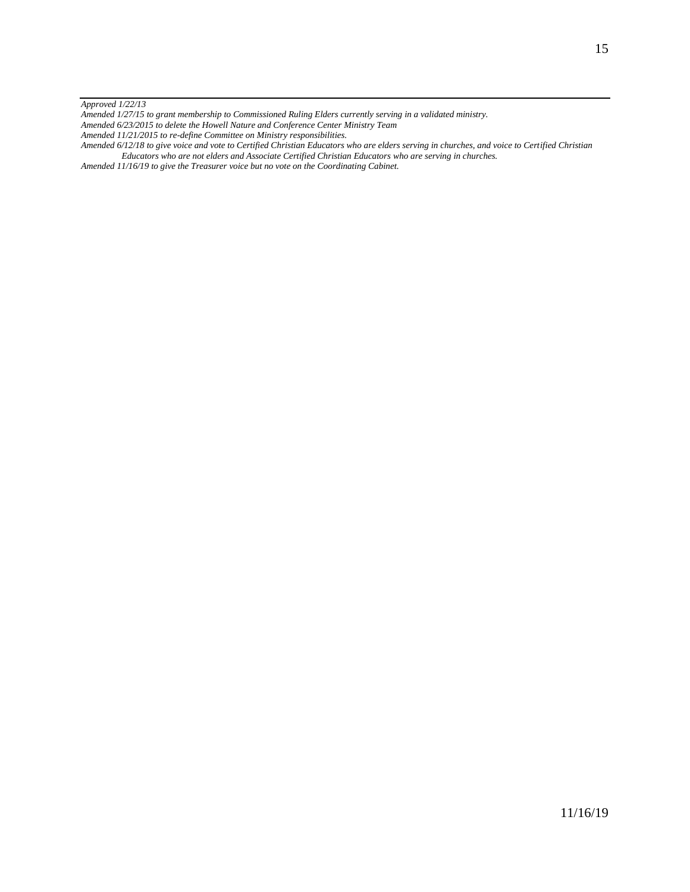*Approved 1/22/13*
*Amended 1/27/15 to grant membership to Commissioned Ruling Elders currently serving in a validated ministry.*
*Amended 6/23/2015 to delete the Howell Nature and Conference Center Ministry Team*
*Amended 11/21/2015 to re-define Committee on Ministry responsibilities.*
*Amended 6/12/18 to give voice and vote to Certified Christian Educators who are elders serving in churches, and voice to Certified Christian Educators who are not elders and Associate Certified Christian Educators who are serving in churches.*
*Amended 11/16/19 to give the Treasurer voice but no vote on the Coordinating Cabinet.*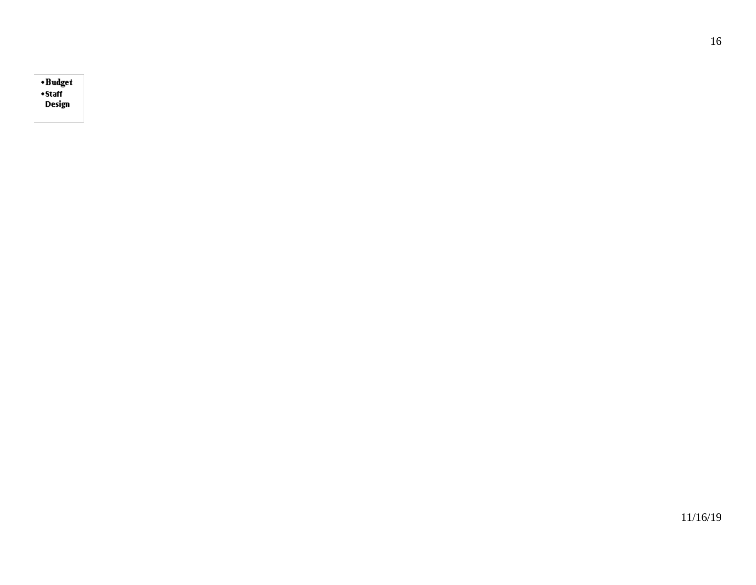- Budget
- Staff
  Design